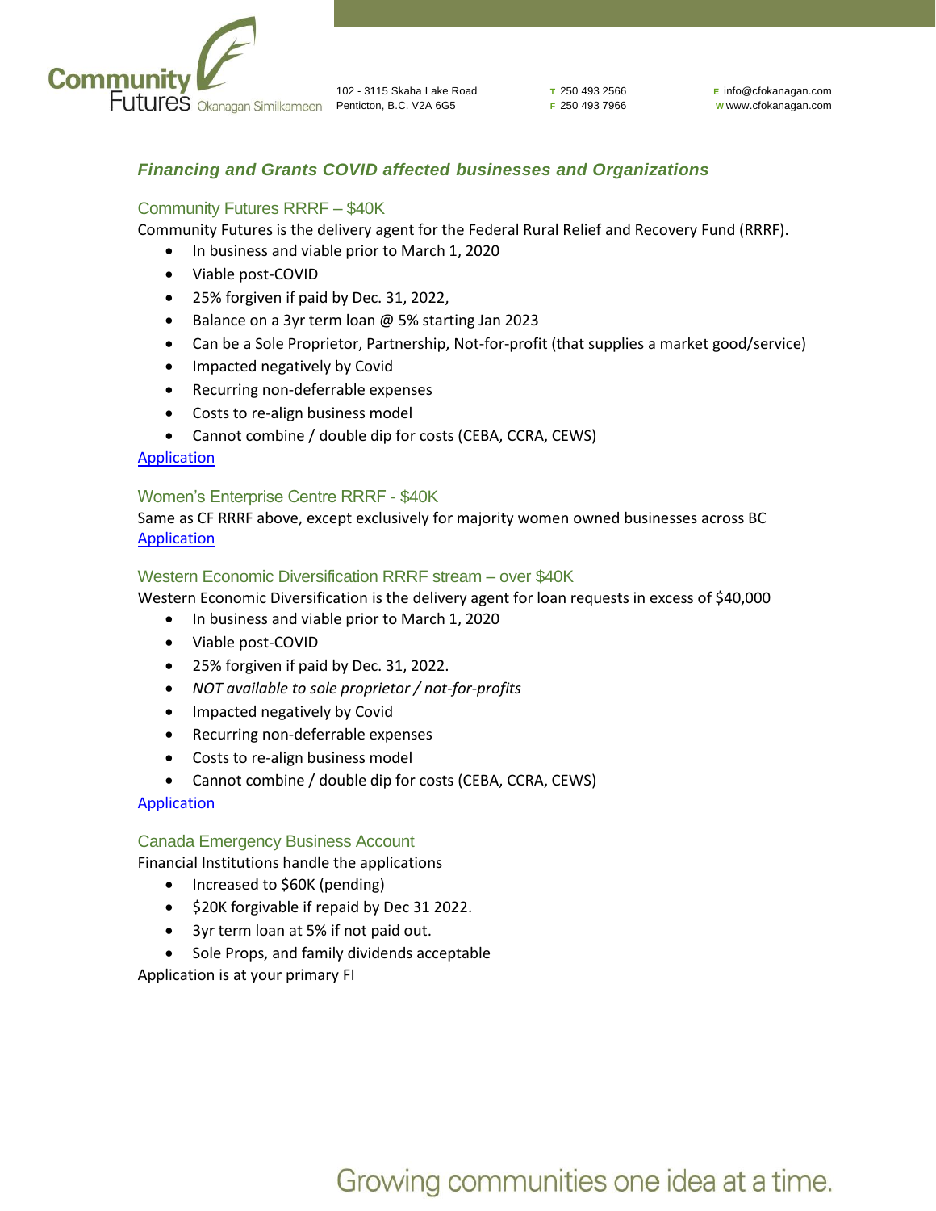# Financing and Grants COVID affected businesses and Organizations

## Community Futures RRRF – $40K

Community Futures is the delivery agent for the Federal Rural Relief and Recovery Fund (RRRF).

- In business and viable prior to March 1, 2020
- Viable post-COVID
- 25% forgiven if paid by Dec. 31, 2022,
- Balance on a 3yr term loan @ 5% starting Jan 2023
- Can be a Sole Proprietor, Partnership, Not-for-profit (that supplies a market good/service)
- Impacted negatively by Covid
- Recurring non-deferrable expenses
- Costs to re-align business model
- Cannot combine / double dip for costs (CEBA, CCRA, CEWS)

Application

## Women's Enterprise Centre RRRF - $40K

Same as CF RRRF above, except exclusively for majority women owned businesses across BC

Application

## Western Economic Diversification RRRF stream – over $40K

Western Economic Diversification is the delivery agent for loan requests in excess of $40,000

- In business and viable prior to March 1, 2020
- Viable post-COVID
- 25% forgiven if paid by Dec. 31, 2022.
- *NOT available to sole proprietor / not-for-profits*
- Impacted negatively by Covid
- Recurring non-deferrable expenses
- Costs to re-align business model
- Cannot combine / double dip for costs (CEBA, CCRA, CEWS)

Application

## Canada Emergency Business Account

Financial Institutions handle the applications

- Increased to $60K (pending)
- $20K forgivable if repaid by Dec 31 2022.
- 3yr term loan at 5% if not paid out.
- Sole Props, and family dividends acceptable

Application is at your primary FI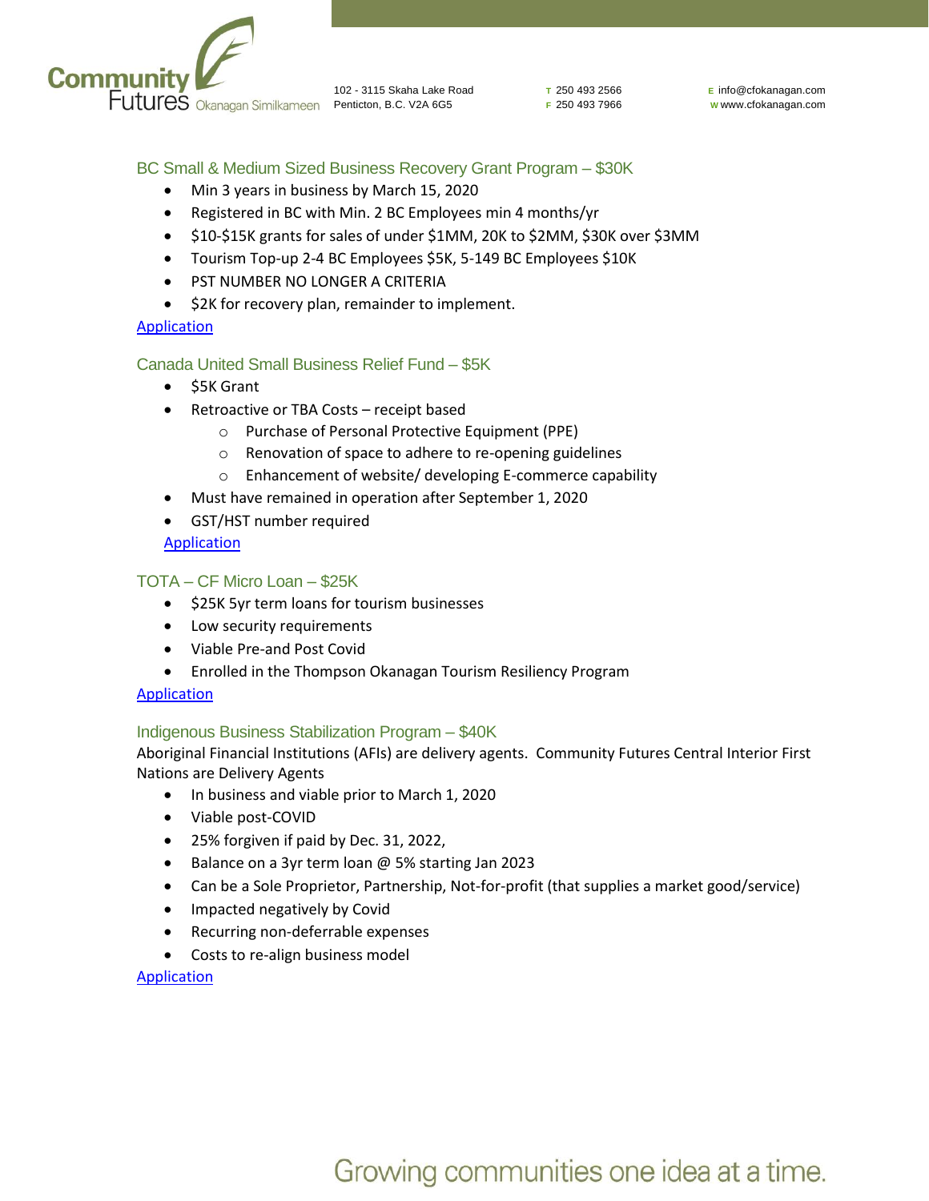## BC Small & Medium Sized Business Recovery Grant Program – $30K

- Min 3 years in business by March 15, 2020
- Registered in BC with Min. 2 BC Employees min 4 months/yr
- $10-$15K grants for sales of under $1MM, 20K to $2MM, $30K over $3MM
- Tourism Top-up 2-4 BC Employees $5K, 5-149 BC Employees $10K
- PST NUMBER NO LONGER A CRITERIA
- $2K for recovery plan, remainder to implement.

Application

## Canada United Small Business Relief Fund – $5K

- $5K Grant
- Retroactive or TBA Costs – receipt based
  - Purchase of Personal Protective Equipment (PPE)
  - Renovation of space to adhere to re-opening guidelines
  - Enhancement of website/ developing E-commerce capability
- Must have remained in operation after September 1, 2020
- GST/HST number required

Application

## TOTA – CF Micro Loan – $25K

- $25K 5yr term loans for tourism businesses
- Low security requirements
- Viable Pre-and Post Covid
- Enrolled in the Thompson Okanagan Tourism Resiliency Program

Application

## Indigenous Business Stabilization Program – $40K

Aboriginal Financial Institutions (AFIs) are delivery agents. Community Futures Central Interior First Nations are Delivery Agents

- In business and viable prior to March 1, 2020
- Viable post-COVID
- 25% forgiven if paid by Dec. 31, 2022,
- Balance on a 3yr term loan @ 5% starting Jan 2023
- Can be a Sole Proprietor, Partnership, Not-for-profit (that supplies a market good/service)
- Impacted negatively by Covid
- Recurring non-deferrable expenses
- Costs to re-align business model

Application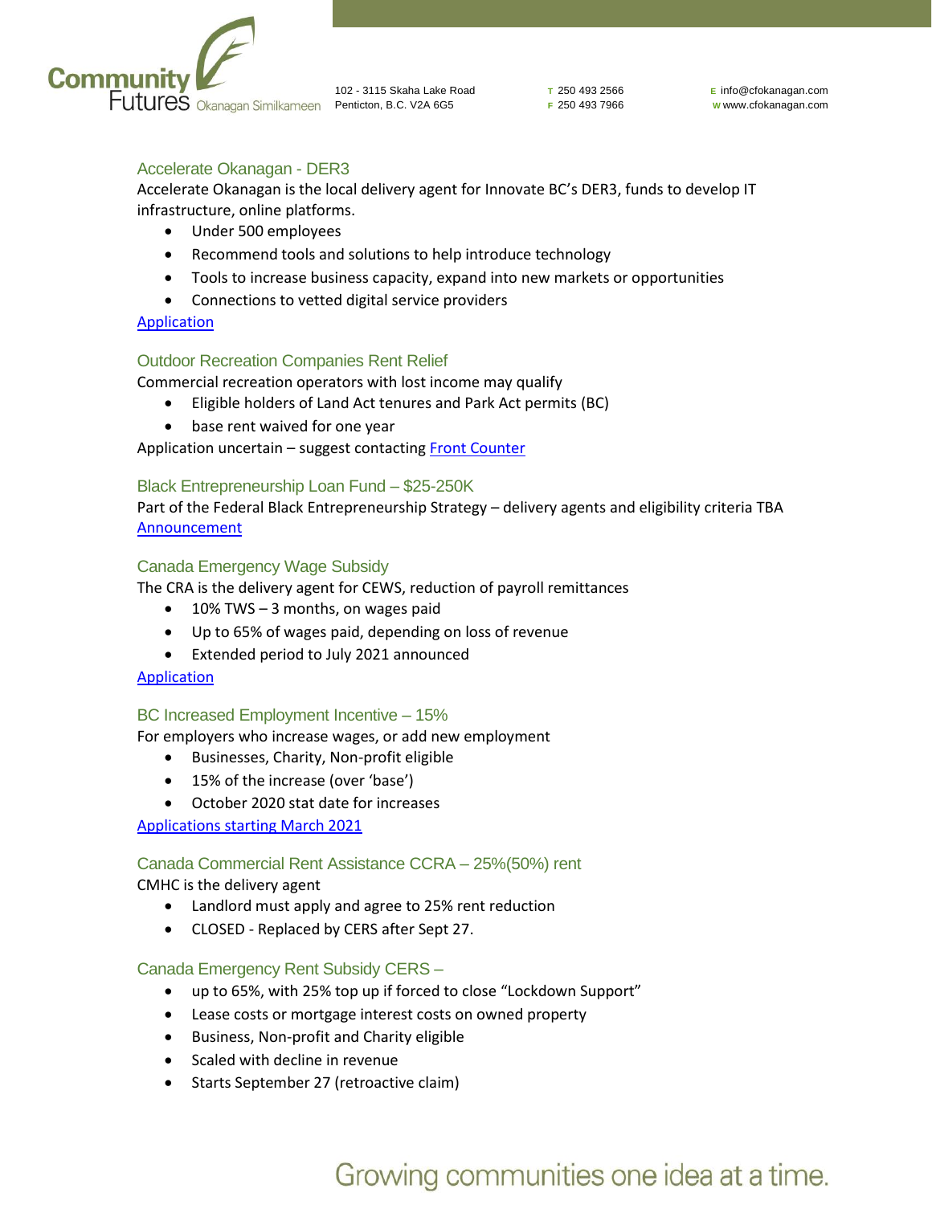## Accelerate Okanagan - DER3

Accelerate Okanagan is the local delivery agent for Innovate BC's DER3, funds to develop IT infrastructure, online platforms.

- Under 500 employees
- Recommend tools and solutions to help introduce technology
- Tools to increase business capacity, expand into new markets or opportunities
- Connections to vetted digital service providers

Application

## Outdoor Recreation Companies Rent Relief

Commercial recreation operators with lost income may qualify

- Eligible holders of Land Act tenures and Park Act permits (BC)
- base rent waived for one year

Application uncertain – suggest contacting Front Counter

## Black Entrepreneurship Loan Fund – $25-250K

Part of the Federal Black Entrepreneurship Strategy – delivery agents and eligibility criteria TBA

Announcement

## Canada Emergency Wage Subsidy

The CRA is the delivery agent for CEWS, reduction of payroll remittances

- 10% TWS – 3 months, on wages paid
- Up to 65% of wages paid, depending on loss of revenue
- Extended period to July 2021 announced

Application

## BC Increased Employment Incentive – 15%

For employers who increase wages, or add new employment

- Businesses, Charity, Non-profit eligible
- 15% of the increase (over 'base')
- October 2020 stat date for increases

Applications starting March 2021

## Canada Commercial Rent Assistance CCRA – 25%(50%) rent

CMHC is the delivery agent

- Landlord must apply and agree to 25% rent reduction
- CLOSED - Replaced by CERS after Sept 27.

## Canada Emergency Rent Subsidy CERS –

- up to 65%, with 25% top up if forced to close "Lockdown Support"
- Lease costs or mortgage interest costs on owned property
- Business, Non-profit and Charity eligible
- Scaled with decline in revenue
- Starts September 27 (retroactive claim)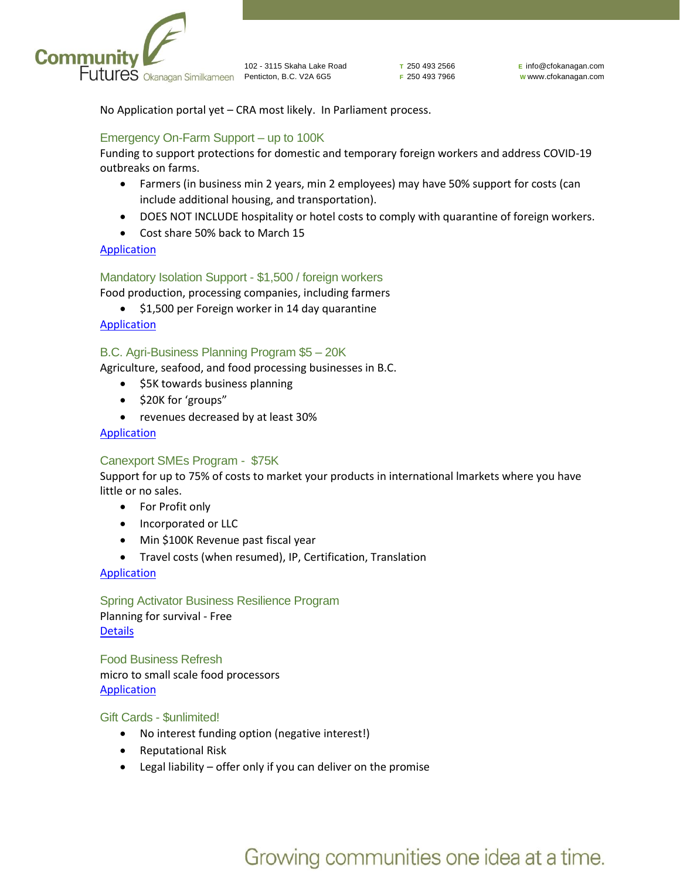No Application portal yet – CRA most likely. In Parliament process.

### Emergency On-Farm Support – up to 100K

Funding to support protections for domestic and temporary foreign workers and address COVID-19 outbreaks on farms.

- Farmers (in business min 2 years, min 2 employees) may have 50% support for costs (can include additional housing, and transportation).
- DOES NOT INCLUDE hospitality or hotel costs to comply with quarantine of foreign workers.
- Cost share 50% back to March 15

[Application]

### Mandatory Isolation Support - $1,500 / foreign workers

Food production, processing companies, including farmers

- $1,500 per Foreign worker in 14 day quarantine

[Application]

### B.C. Agri-Business Planning Program $5 – 20K

Agriculture, seafood, and food processing businesses in B.C.

- $5K towards business planning
- $20K for 'groups"
- revenues decreased by at least 30%

[Application]

### Canexport SMEs Program - $75K

Support for up to 75% of costs to market your products in international lmarkets where you have little or no sales.

- For Profit only
- Incorporated or LLC
- Min $100K Revenue past fiscal year
- Travel costs (when resumed), IP, Certification, Translation

[Application]

### Spring Activator Business Resilience Program

Planning for survival - Free

[Details]

### Food Business Refresh

micro to small scale food processors

[Application]

### Gift Cards - $unlimited!

- No interest funding option (negative interest!)
- Reputational Risk
- Legal liability – offer only if you can deliver on the promise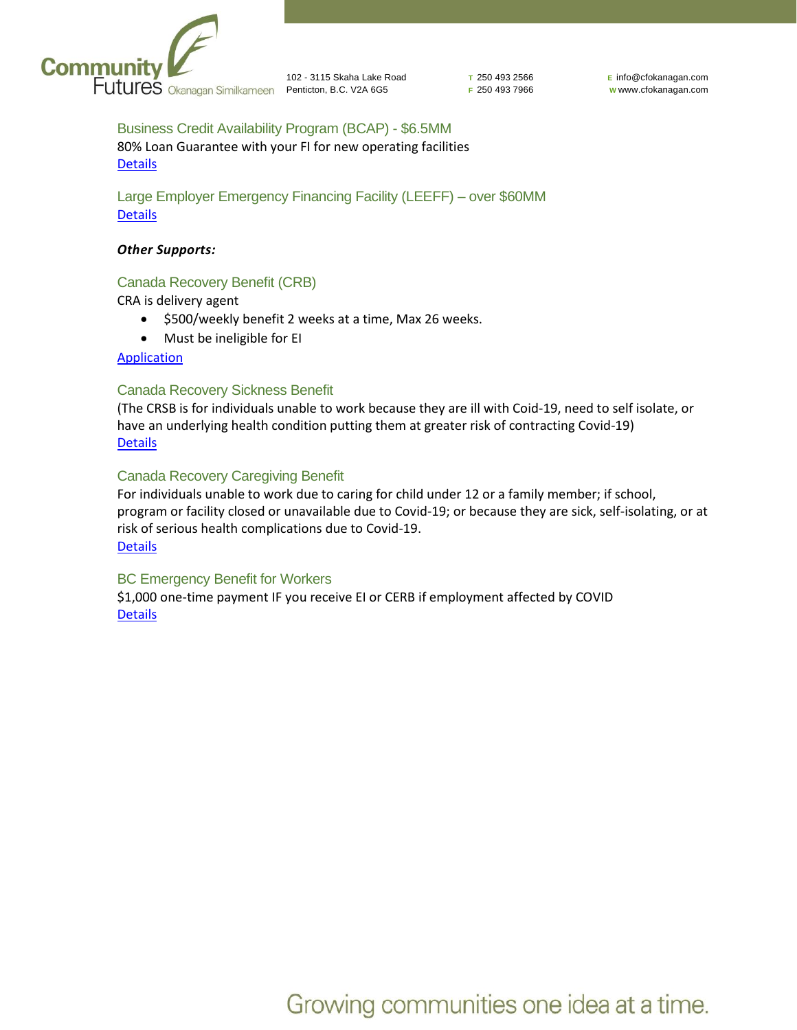### Business Credit Availability Program (BCAP) - $6.5MM

80% Loan Guarantee with your FI for new operating facilities

Details

### Large Employer Emergency Financing Facility (LEEFF) – over $60MM

Details

***Other Supports:***

### Canada Recovery Benefit (CRB)

CRA is delivery agent

- $500/weekly benefit 2 weeks at a time, Max 26 weeks.
- Must be ineligible for EI

Application

### Canada Recovery Sickness Benefit

(The CRSB is for individuals unable to work because they are ill with Coid-19, need to self isolate, or have an underlying health condition putting them at greater risk of contracting Covid-19)

Details

### Canada Recovery Caregiving Benefit

For individuals unable to work due to caring for child under 12 or a family member; if school, program or facility closed or unavailable due to Covid-19; or because they are sick, self-isolating, or at risk of serious health complications due to Covid-19.

Details

### BC Emergency Benefit for Workers

$1,000 one-time payment IF you receive EI or CERB if employment affected by COVID

Details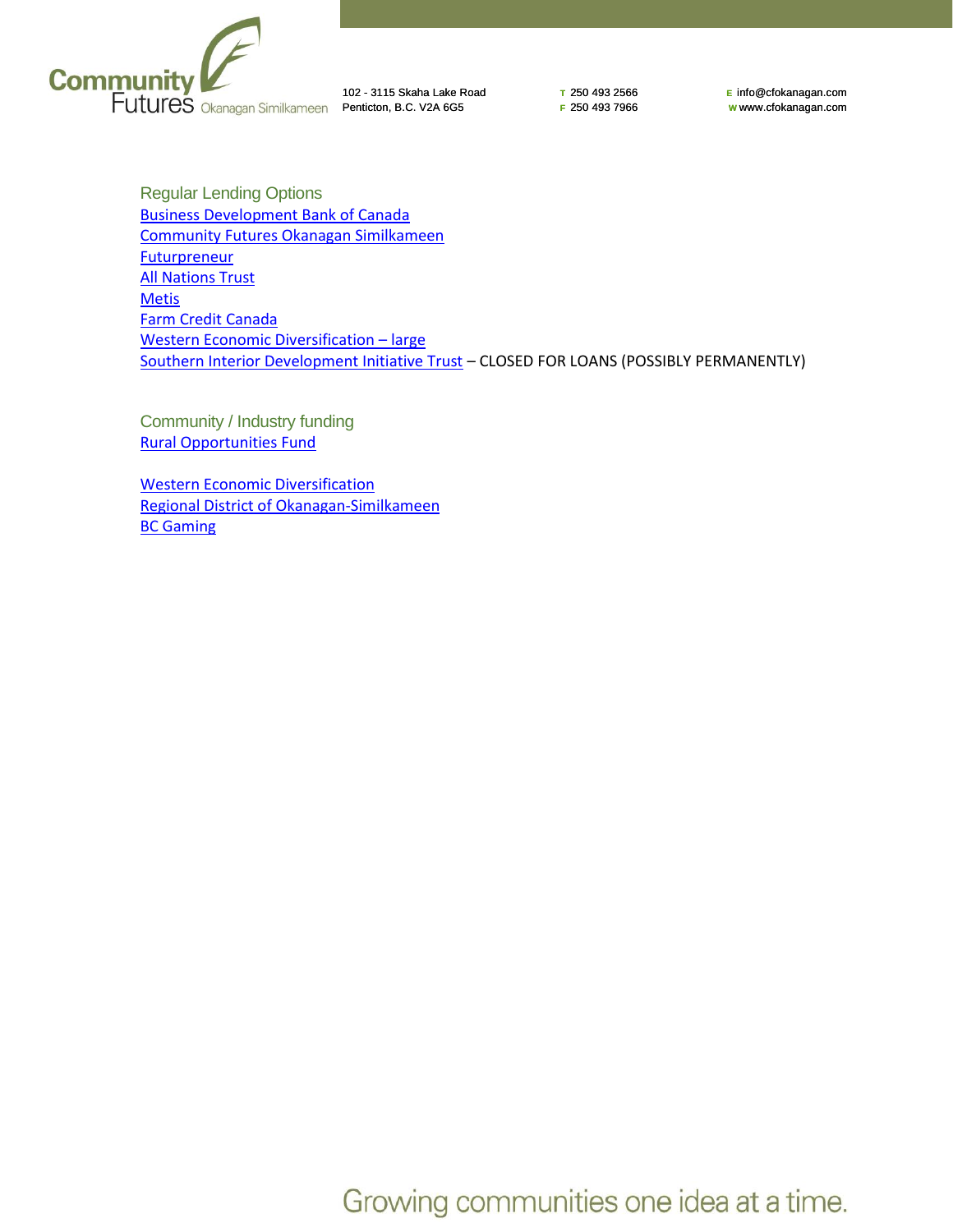## Regular Lending Options

Business Development Bank of Canada
Community Futures Okanagan Similkameen
Futurpreneur
All Nations Trust
Metis
Farm Credit Canada
Western Economic Diversification – large
Southern Interior Development Initiative Trust – CLOSED FOR LOANS (POSSIBLY PERMANENTLY)

## Community / Industry funding

Rural Opportunities Fund

Western Economic Diversification
Regional District of Okanagan-Similkameen
BC Gaming